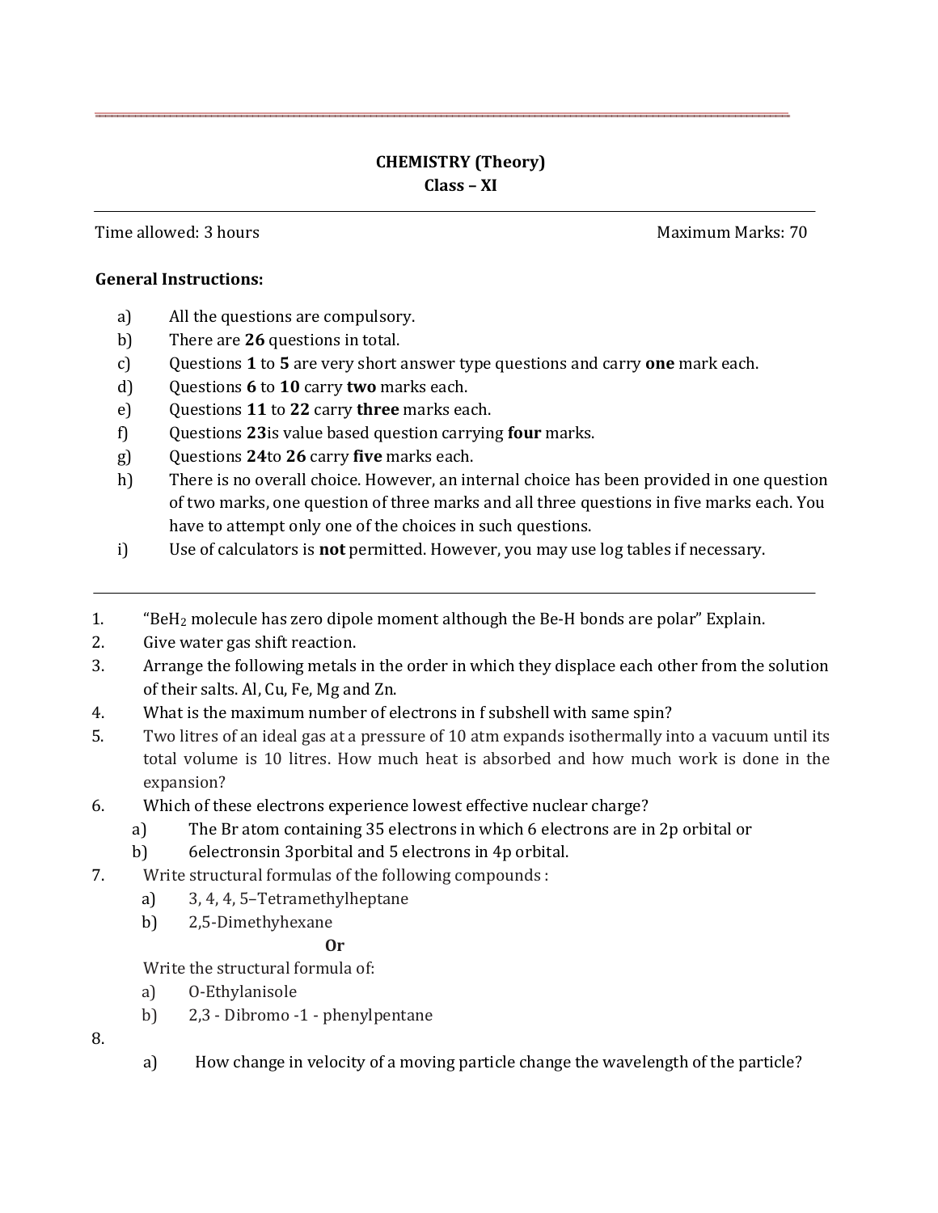# CHEMISTRY (Theory)

## Class – XI

---

Time allowed: 3 hours | Maximum Marks: 70

**General Instructions:**

a) All the questions are compulsory.

b) There are **26** questions in total.

c) Questions **1** to **5** are very short answer type questions and carry **one** mark each.

d) Questions **6** to **10** carry **two** marks each.

e) Questions **11** to **22** carry **three** marks each.

f) Questions **23**is value based question carrying **four** marks.

g) Questions **24**to **26** carry **five** marks each.

h) There is no overall choice. However, an internal choice has been provided in one question of two marks, one question of three marks and all three questions in five marks each. You have to attempt only one of the choices in such questions.

i) Use of calculators is **not** permitted. However, you may use log tables if necessary.

---

1. "$BeH_2$ molecule has zero dipole moment although the Be-H bonds are polar" Explain.

2. Give water gas shift reaction.

3. Arrange the following metals in the order in which they displace each other from the solution of their salts. Al, Cu, Fe, Mg and Zn.

4. What is the maximum number of electrons in f subshell with same spin?

5. Two litres of an ideal gas at a pressure of 10 atm expands isothermally into a vacuum until its total volume is 10 litres. How much heat is absorbed and how much work is done in the expansion?

6. Which of these electrons experience lowest effective nuclear charge?

   a) The Br atom containing 35 electrons in which 6 electrons are in 2p orbital or

   b) 6electronsin 3porbital and 5 electrons in 4p orbital.

7. Write structural formulas of the following compounds :

   a) 3, 4, 4, 5–Tetramethylheptane

   b) 2,5-Dimethyhexane

   **Or**

   Write the structural formula of:

   a) O-Ethylanisole

   b) 2,3 - Dibromo -1 - phenylpentane

8.

   a) How change in velocity of a moving particle change the wavelength of the particle?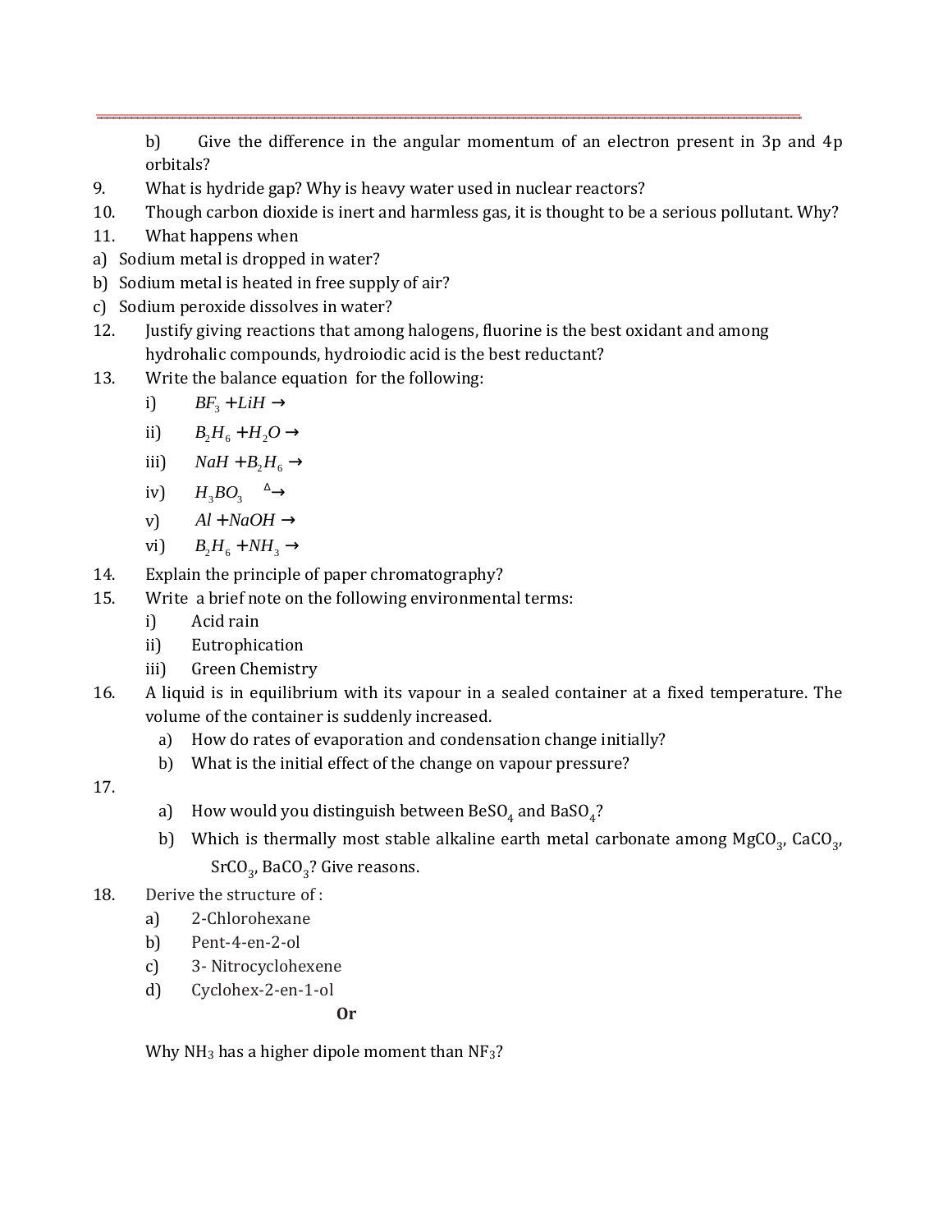b) Give the difference in the angular momentum of an electron present in 3p and 4p orbitals?

9. What is hydride gap? Why is heavy water used in nuclear reactors?

10. Though carbon dioxide is inert and harmless gas, it is thought to be a serious pollutant. Why?

11. What happens when

a) Sodium metal is dropped in water?

b) Sodium metal is heated in free supply of air?

c) Sodium peroxide dissolves in water?

12. Justify giving reactions that among halogens, fluorine is the best oxidant and among hydrohalic compounds, hydroiodic acid is the best reductant?

13. Write the balance equation for the following:

   i) $BF_3 + LiH \rightarrow$

   ii) $B_2H_6 + H_2O \rightarrow$

   iii) $NaH + B_2H_6 \rightarrow$

   iv) $H_3BO_3 \xrightarrow{\Delta}$

   v) $Al + NaOH \rightarrow$

   vi) $B_2H_6 + NH_3 \rightarrow$

14. Explain the principle of paper chromatography?

15. Write a brief note on the following environmental terms:

   i) Acid rain

   ii) Eutrophication

   iii) Green Chemistry

16. A liquid is in equilibrium with its vapour in a sealed container at a fixed temperature. The volume of the container is suddenly increased.

   a) How do rates of evaporation and condensation change initially?

   b) What is the initial effect of the change on vapour pressure?

17.

   a) How would you distinguish between $BeSO_4$ and $BaSO_4$?

   b) Which is thermally most stable alkaline earth metal carbonate among $MgCO_3$, $CaCO_3$, $SrCO_3$, $BaCO_3$? Give reasons.

18. Derive the structure of :

   a) 2-Chlorohexane

   b) Pent-4-en-2-ol

   c) 3- Nitrocyclohexene

   d) Cyclohex-2-en-1-ol

**Or**

Why $NH_3$ has a higher dipole moment than $NF_3$?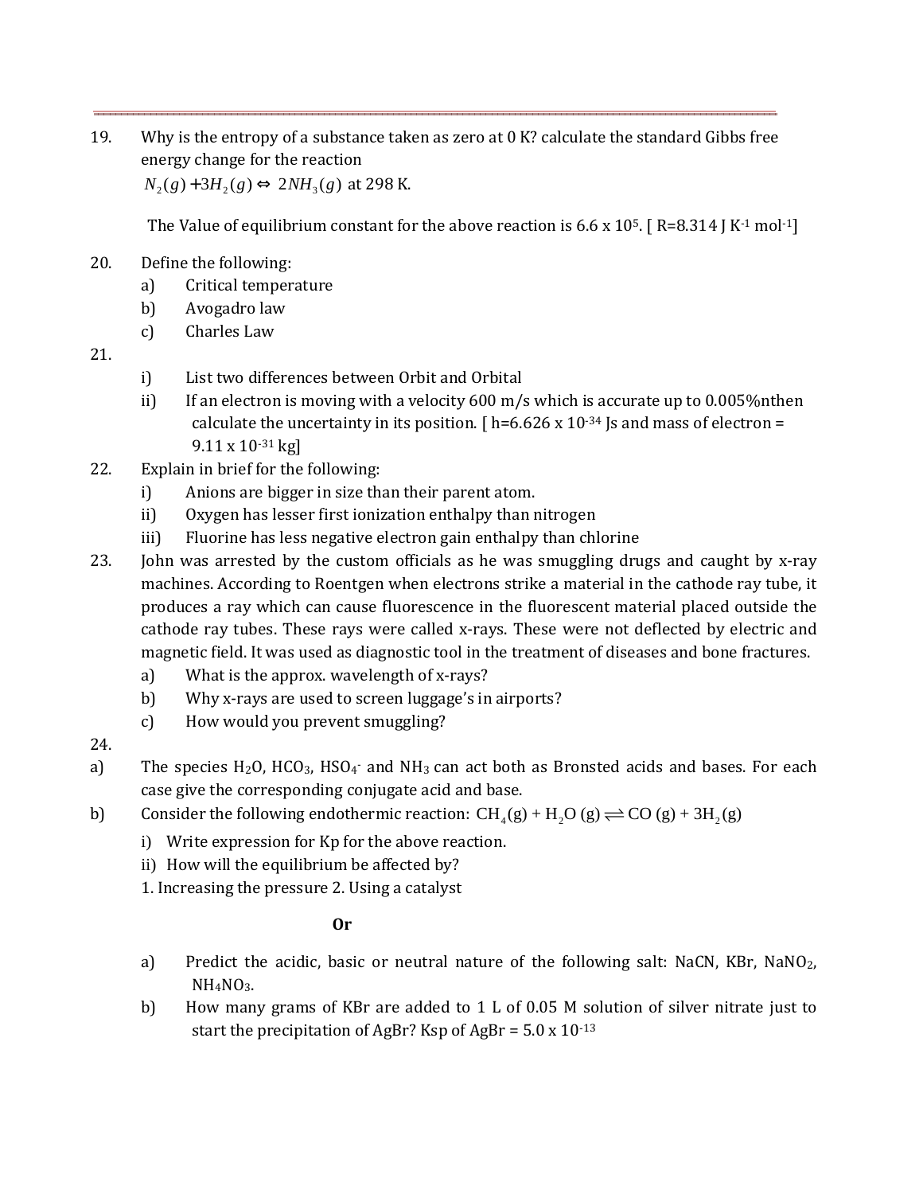19. Why is the entropy of a substance taken as zero at 0 K? calculate the standard Gibbs free energy change for the reaction

    $N_2(g) + 3H_2(g) \Leftrightarrow 2NH_3(g)$ at 298 K.

    The Value of equilibrium constant for the above reaction is 6.6 x $10^5$. [ R=8.314 J $K^{-1}$ $mol^{-1}$]

20. Define the following:
    a) Critical temperature
    b) Avogadro law
    c) Charles Law

21.
    i) List two differences between Orbit and Orbital
    ii) If an electron is moving with a velocity 600 m/s which is accurate up to 0.005%nthen calculate the uncertainty in its position. [ h=6.626 x $10^{-34}$ Js and mass of electron = 9.11 x $10^{-31}$ kg]

22. Explain in brief for the following:
    i) Anions are bigger in size than their parent atom.
    ii) Oxygen has lesser first ionization enthalpy than nitrogen
    iii) Fluorine has less negative electron gain enthalpy than chlorine

23. John was arrested by the custom officials as he was smuggling drugs and caught by x-ray machines. According to Roentgen when electrons strike a material in the cathode ray tube, it produces a ray which can cause fluorescence in the fluorescent material placed outside the cathode ray tubes. These rays were called x-rays. These were not deflected by electric and magnetic field. It was used as diagnostic tool in the treatment of diseases and bone fractures.
    a) What is the approx. wavelength of x-rays?
    b) Why x-rays are used to screen luggage's in airports?
    c) How would you prevent smuggling?

24.

a) The species $H_2O$, $HCO_3$, $HSO_4^-$ and $NH_3$ can act both as Bronsted acids and bases. For each case give the corresponding conjugate acid and base.

b) Consider the following endothermic reaction: $CH_4(g) + H_2O(g) \rightleftharpoons CO(g) + 3H_2(g)$

   i) Write expression for Kp for the above reaction.

   ii) How will the equilibrium be affected by?

   1. Increasing the pressure 2. Using a catalyst

**Or**

a) Predict the acidic, basic or neutral nature of the following salt: NaCN, KBr, $NaNO_2$, $NH_4NO_3$.

b) How many grams of KBr are added to 1 L of 0.05 M solution of silver nitrate just to start the precipitation of AgBr? Ksp of AgBr = 5.0 x $10^{-13}$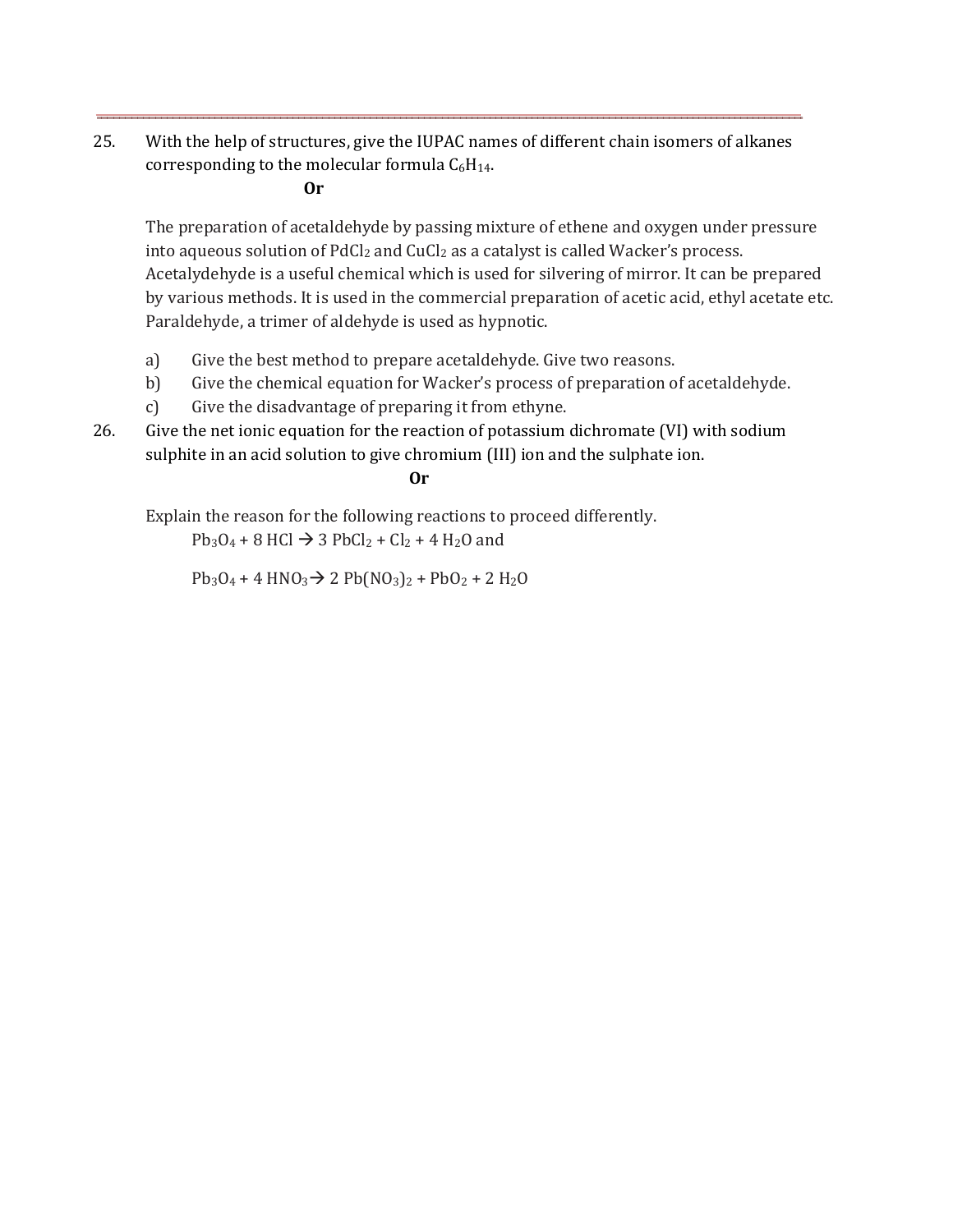25. With the help of structures, give the IUPAC names of different chain isomers of alkanes corresponding to the molecular formula $C_6H_{14}$.

**Or**

The preparation of acetaldehyde by passing mixture of ethene and oxygen under pressure into aqueous solution of $PdCl_2$ and $CuCl_2$ as a catalyst is called Wacker's process. Acetalydehyde is a useful chemical which is used for silvering of mirror. It can be prepared by various methods. It is used in the commercial preparation of acetic acid, ethyl acetate etc. Paraldehyde, a trimer of aldehyde is used as hypnotic.

a) Give the best method to prepare acetaldehyde. Give two reasons.

b) Give the chemical equation for Wacker's process of preparation of acetaldehyde.

c) Give the disadvantage of preparing it from ethyne.

26. Give the net ionic equation for the reaction of potassium dichromate (VI) with sodium sulphite in an acid solution to give chromium (III) ion and the sulphate ion.

**Or**

Explain the reason for the following reactions to proceed differently.

$Pb_3O_4 + 8\ HCl \rightarrow 3\ PbCl_2 + Cl_2 + 4\ H_2O$ and

$Pb_3O_4 + 4\ HNO_3 \rightarrow 2\ Pb(NO_3)_2 + PbO_2 + 2\ H_2O$